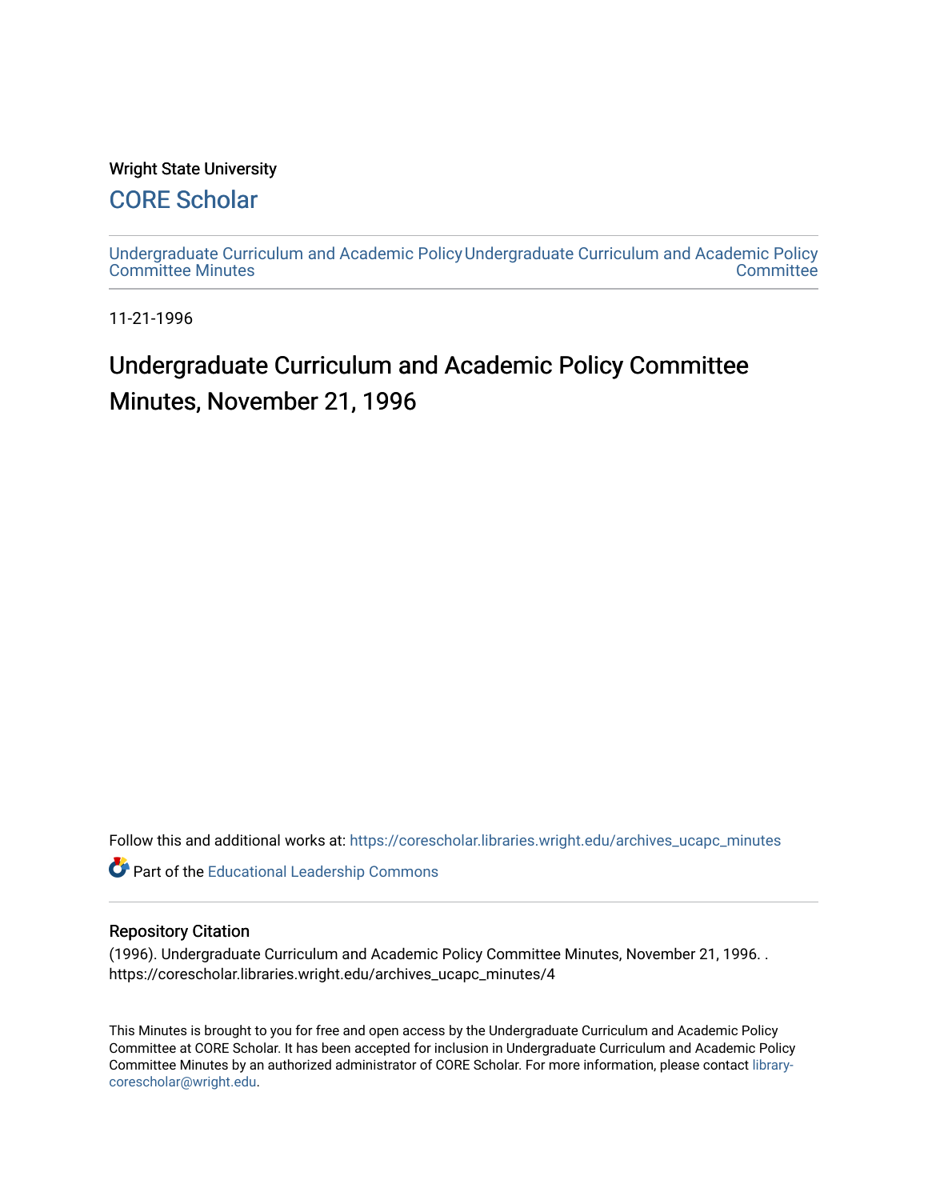Wright State University

## CORE Scholar

Undergraduate Curriculum and Academic Policy Committee Minutes

Undergraduate Curriculum and Academic Policy Committee

11-21-1996

# Undergraduate Curriculum and Academic Policy Committee Minutes, November 21, 1996

Follow this and additional works at: https://corescholar.libraries.wright.edu/archives_ucapc_minutes

Part of the Educational Leadership Commons

### Repository Citation

(1996). Undergraduate Curriculum and Academic Policy Committee Minutes, November 21, 1996. . https://corescholar.libraries.wright.edu/archives_ucapc_minutes/4

This Minutes is brought to you for free and open access by the Undergraduate Curriculum and Academic Policy Committee at CORE Scholar. It has been accepted for inclusion in Undergraduate Curriculum and Academic Policy Committee Minutes by an authorized administrator of CORE Scholar. For more information, please contact library-corescholar@wright.edu.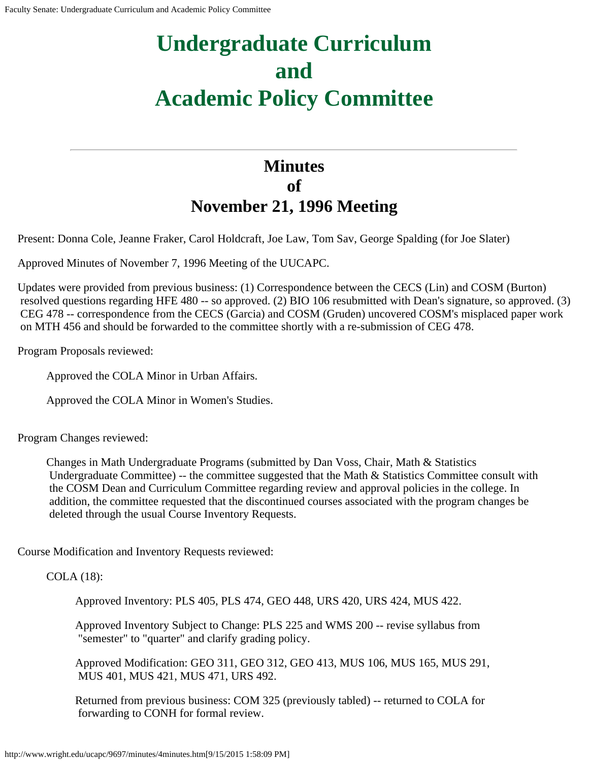# Undergraduate Curriculum and Academic Policy Committee

## Minutes of November 21, 1996 Meeting

Present: Donna Cole, Jeanne Fraker, Carol Holdcraft, Joe Law, Tom Sav, George Spalding (for Joe Slater)

Approved Minutes of November 7, 1996 Meeting of the UUCAPC.

Updates were provided from previous business: (1) Correspondence between the CECS (Lin) and COSM (Burton) resolved questions regarding HFE 480 -- so approved. (2) BIO 106 resubmitted with Dean's signature, so approved. (3) CEG 478 -- correspondence from the CECS (Garcia) and COSM (Gruden) uncovered COSM's misplaced paper work on MTH 456 and should be forwarded to the committee shortly with a re-submission of CEG 478.

Program Proposals reviewed:

> Approved the COLA Minor in Urban Affairs.
>
> Approved the COLA Minor in Women's Studies.

Program Changes reviewed:

> Changes in Math Undergraduate Programs (submitted by Dan Voss, Chair, Math & Statistics Undergraduate Committee) -- the committee suggested that the Math & Statistics Committee consult with the COSM Dean and Curriculum Committee regarding review and approval policies in the college. In addition, the committee requested that the discontinued courses associated with the program changes be deleted through the usual Course Inventory Requests.

Course Modification and Inventory Requests reviewed:

> COLA (18):
>
> > Approved Inventory: PLS 405, PLS 474, GEO 448, URS 420, URS 424, MUS 422.
> >
> > Approved Inventory Subject to Change: PLS 225 and WMS 200 -- revise syllabus from "semester" to "quarter" and clarify grading policy.
> >
> > Approved Modification: GEO 311, GEO 312, GEO 413, MUS 106, MUS 165, MUS 291, MUS 401, MUS 421, MUS 471, URS 492.
> >
> > Returned from previous business: COM 325 (previously tabled) -- returned to COLA for forwarding to CONH for formal review.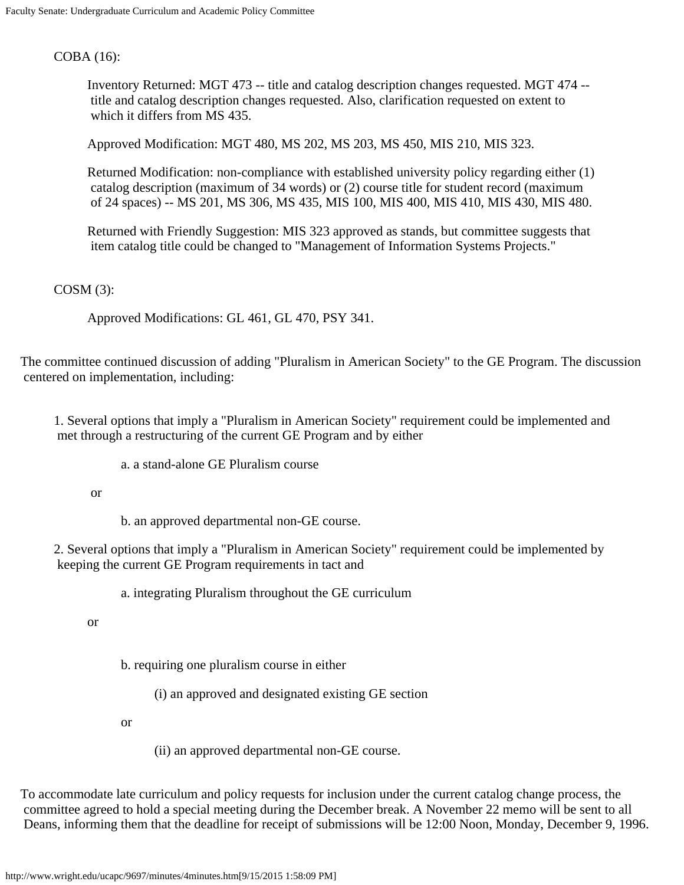COBA (16):

Inventory Returned: MGT 473 -- title and catalog description changes requested. MGT 474 -- title and catalog description changes requested. Also, clarification requested on extent to which it differs from MS 435.

Approved Modification: MGT 480, MS 202, MS 203, MS 450, MIS 210, MIS 323.

Returned Modification: non-compliance with established university policy regarding either (1) catalog description (maximum of 34 words) or (2) course title for student record (maximum of 24 spaces) -- MS 201, MS 306, MS 435, MIS 100, MIS 400, MIS 410, MIS 430, MIS 480.

Returned with Friendly Suggestion: MIS 323 approved as stands, but committee suggests that item catalog title could be changed to "Management of Information Systems Projects."

COSM (3):

Approved Modifications: GL 461, GL 470, PSY 341.

The committee continued discussion of adding "Pluralism in American Society" to the GE Program. The discussion centered on implementation, including:

1. Several options that imply a "Pluralism in American Society" requirement could be implemented and met through a restructuring of the current GE Program and by either

   a. a stand-alone GE Pluralism course

   or

   b. an approved departmental non-GE course.

2. Several options that imply a "Pluralism in American Society" requirement could be implemented by keeping the current GE Program requirements in tact and

   a. integrating Pluralism throughout the GE curriculum

   or

   b. requiring one pluralism course in either

      (i) an approved and designated existing GE section

      or

      (ii) an approved departmental non-GE course.

To accommodate late curriculum and policy requests for inclusion under the current catalog change process, the committee agreed to hold a special meeting during the December break. A November 22 memo will be sent to all Deans, informing them that the deadline for receipt of submissions will be 12:00 Noon, Monday, December 9, 1996.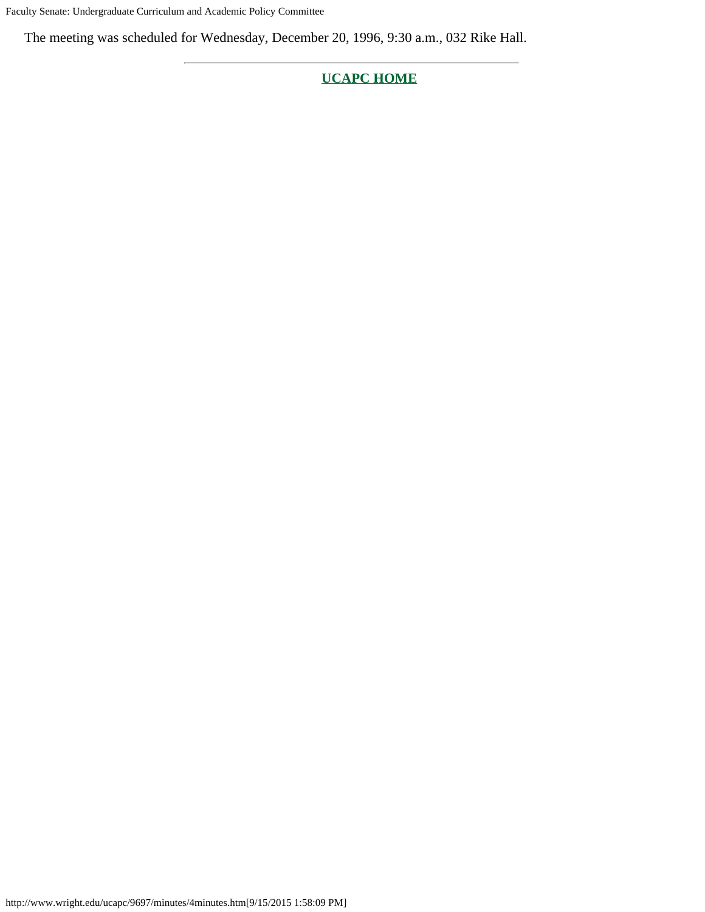The meeting was scheduled for Wednesday, December 20, 1996, 9:30 a.m., 032 Rike Hall.

---

**UCAPC HOME**